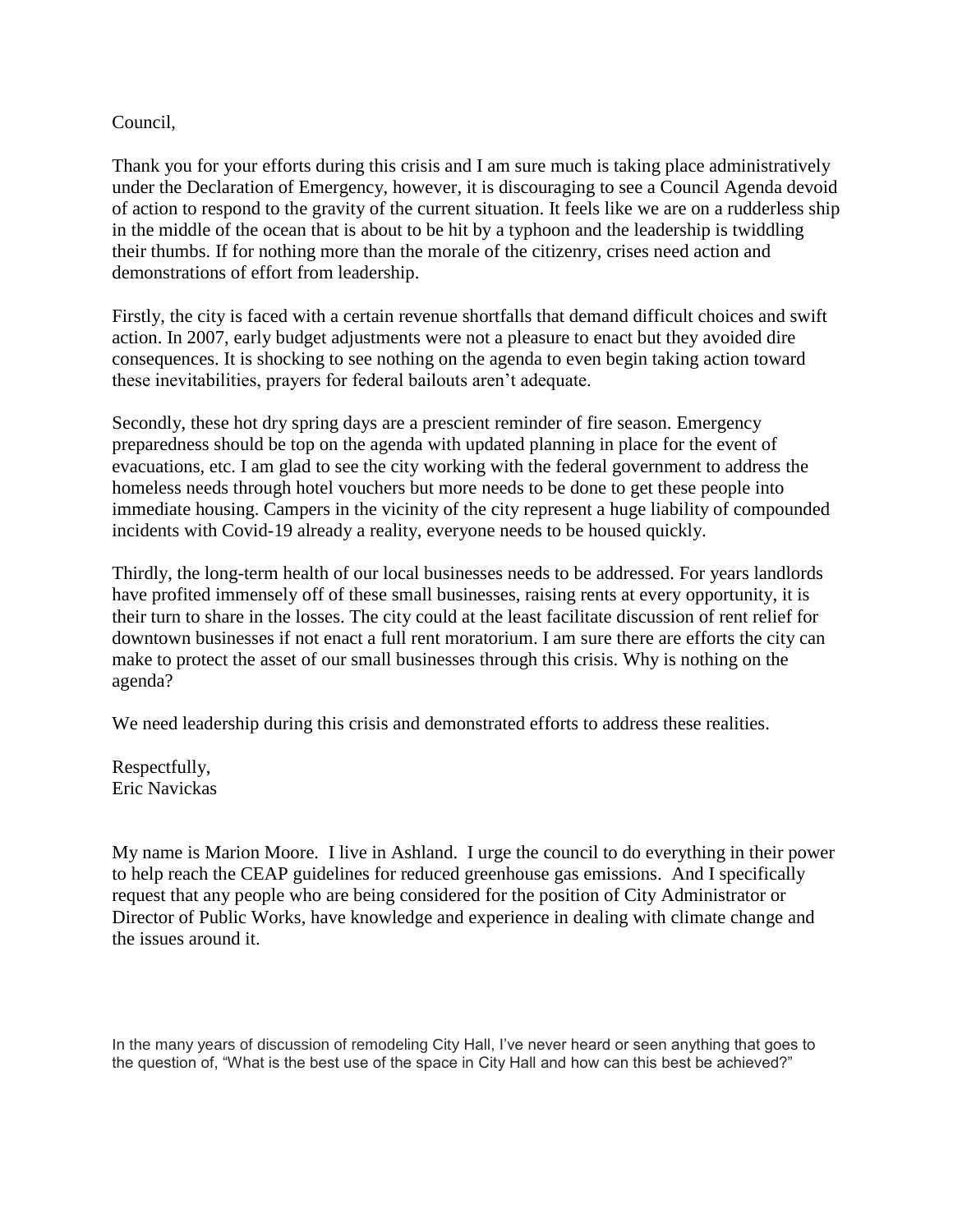Council,

Thank you for your efforts during this crisis and I am sure much is taking place administratively under the Declaration of Emergency, however, it is discouraging to see a Council Agenda devoid of action to respond to the gravity of the current situation. It feels like we are on a rudderless ship in the middle of the ocean that is about to be hit by a typhoon and the leadership is twiddling their thumbs. If for nothing more than the morale of the citizenry, crises need action and demonstrations of effort from leadership.

Firstly, the city is faced with a certain revenue shortfalls that demand difficult choices and swift action. In 2007, early budget adjustments were not a pleasure to enact but they avoided dire consequences. It is shocking to see nothing on the agenda to even begin taking action toward these inevitabilities, prayers for federal bailouts aren't adequate.

Secondly, these hot dry spring days are a prescient reminder of fire season. Emergency preparedness should be top on the agenda with updated planning in place for the event of evacuations, etc. I am glad to see the city working with the federal government to address the homeless needs through hotel vouchers but more needs to be done to get these people into immediate housing. Campers in the vicinity of the city represent a huge liability of compounded incidents with Covid-19 already a reality, everyone needs to be housed quickly.

Thirdly, the long-term health of our local businesses needs to be addressed. For years landlords have profited immensely off of these small businesses, raising rents at every opportunity, it is their turn to share in the losses. The city could at the least facilitate discussion of rent relief for downtown businesses if not enact a full rent moratorium. I am sure there are efforts the city can make to protect the asset of our small businesses through this crisis. Why is nothing on the agenda?

We need leadership during this crisis and demonstrated efforts to address these realities.

Respectfully,
Eric Navickas

My name is Marion Moore. I live in Ashland. I urge the council to do everything in their power to help reach the CEAP guidelines for reduced greenhouse gas emissions. And I specifically request that any people who are being considered for the position of City Administrator or Director of Public Works, have knowledge and experience in dealing with climate change and the issues around it.

In the many years of discussion of remodeling City Hall, I've never heard or seen anything that goes to the question of, "What is the best use of the space in City Hall and how can this best be achieved?"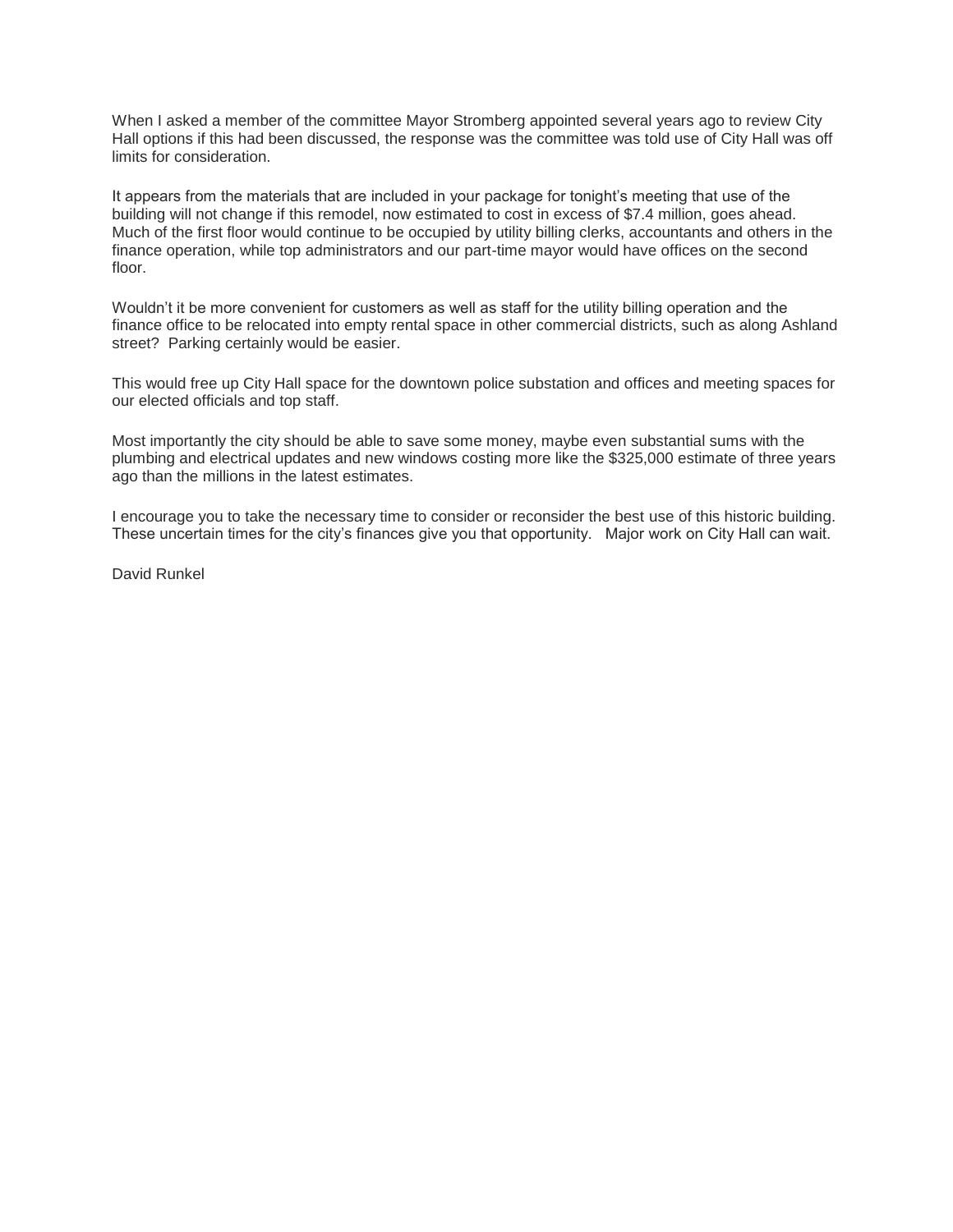When I asked a member of the committee Mayor Stromberg appointed several years ago to review City Hall options if this had been discussed, the response was the committee was told use of City Hall was off limits for consideration.

It appears from the materials that are included in your package for tonight's meeting that use of the building will not change if this remodel, now estimated to cost in excess of $7.4 million, goes ahead. Much of the first floor would continue to be occupied by utility billing clerks, accountants and others in the finance operation, while top administrators and our part-time mayor would have offices on the second floor.

Wouldn't it be more convenient for customers as well as staff for the utility billing operation and the finance office to be relocated into empty rental space in other commercial districts, such as along Ashland street? Parking certainly would be easier.

This would free up City Hall space for the downtown police substation and offices and meeting spaces for our elected officials and top staff.

Most importantly the city should be able to save some money, maybe even substantial sums with the plumbing and electrical updates and new windows costing more like the $325,000 estimate of three years ago than the millions in the latest estimates.

I encourage you to take the necessary time to consider or reconsider the best use of this historic building. These uncertain times for the city's finances give you that opportunity. Major work on City Hall can wait.

David Runkel